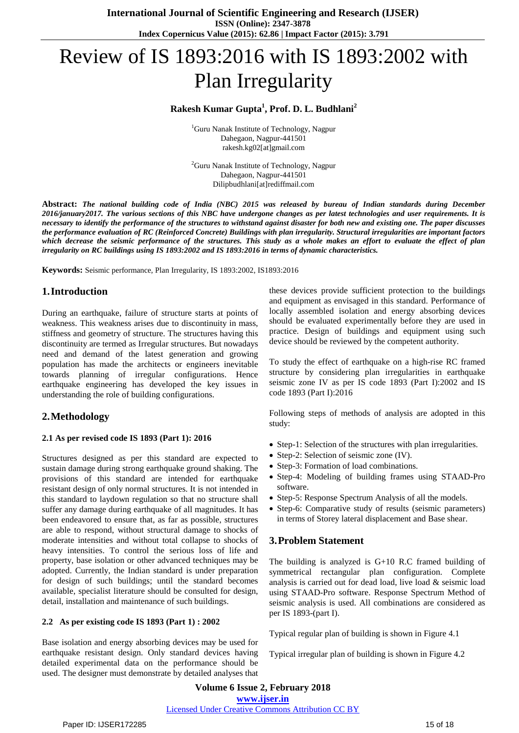# Review of IS 1893:2016 with IS 1893:2002 with Plan Irregularity

**Rakesh Kumar Gupta[1], Prof. D. L. Budhlani[2]**

[1]Guru Nanak Institute of Technology, Nagpur
Dahegaon, Nagpur-441501
rakesh.kg02[at]gmail.com

[2]Guru Nanak Institute of Technology, Nagpur
Dahegaon, Nagpur-441501
Dilipbudhlani[at]rediffmail.com

**Abstract:** ***The national building code of India (NBC) 2015 was released by bureau of Indian standards during December 2016/january2017. The various sections of this NBC have undergone changes as per latest technologies and user requirements. It is necessary to identify the performance of the structures to withstand against disaster for both new and existing one. The paper discusses the performance evaluation of RC (Reinforced Concrete) Buildings with plan irregularity. Structural irregularities are important factors which decrease the seismic performance of the structures. This study as a whole makes an effort to evaluate the effect of plan irregularity on RC buildings using IS 1893:2002 and IS 1893:2016 in terms of dynamic characteristics.***

**Keywords:** Seismic performance, Plan Irregularity, IS 1893:2002, IS1893:2016

## 1. Introduction

During an earthquake, failure of structure starts at points of weakness. This weakness arises due to discontinuity in mass, stiffness and geometry of structure. The structures having this discontinuity are termed as Irregular structures. But nowadays need and demand of the latest generation and growing population has made the architects or engineers inevitable towards planning of irregular configurations. Hence earthquake engineering has developed the key issues in understanding the role of building configurations.

## 2. Methodology

### 2.1 As per revised code IS 1893 (Part 1): 2016

Structures designed as per this standard are expected to sustain damage during strong earthquake ground shaking. The provisions of this standard are intended for earthquake resistant design of only normal structures. It is not intended in this standard to laydown regulation so that no structure shall suffer any damage during earthquake of all magnitudes. It has been endeavored to ensure that, as far as possible, structures are able to respond, without structural damage to shocks of moderate intensities and without total collapse to shocks of heavy intensities. To control the serious loss of life and property, base isolation or other advanced techniques may be adopted. Currently, the Indian standard is under preparation for design of such buildings; until the standard becomes available, specialist literature should be consulted for design, detail, installation and maintenance of such buildings.

### 2.2 As per existing code IS 1893 (Part 1) : 2002

Base isolation and energy absorbing devices may be used for earthquake resistant design. Only standard devices having detailed experimental data on the performance should be used. The designer must demonstrate by detailed analyses that these devices provide sufficient protection to the buildings and equipment as envisaged in this standard. Performance of locally assembled isolation and energy absorbing devices should be evaluated experimentally before they are used in practice. Design of buildings and equipment using such device should be reviewed by the competent authority.

To study the effect of earthquake on a high-rise RC framed structure by considering plan irregularities in earthquake seismic zone IV as per IS code 1893 (Part I):2002 and IS code 1893 (Part I):2016

Following steps of methods of analysis are adopted in this study:

- Step-1: Selection of the structures with plan irregularities.
- Step-2: Selection of seismic zone (IV).
- Step-3: Formation of load combinations.
- Step-4: Modeling of building frames using STAAD-Pro software.
- Step-5: Response Spectrum Analysis of all the models.
- Step-6: Comparative study of results (seismic parameters) in terms of Storey lateral displacement and Base shear.

## 3. Problem Statement

The building is analyzed is G+10 R.C framed building of symmetrical rectangular plan configuration. Complete analysis is carried out for dead load, live load & seismic load using STAAD-Pro software. Response Spectrum Method of seismic analysis is used. All combinations are considered as per IS 1893-(part I).

Typical regular plan of building is shown in Figure 4.1

Typical irregular plan of building is shown in Figure 4.2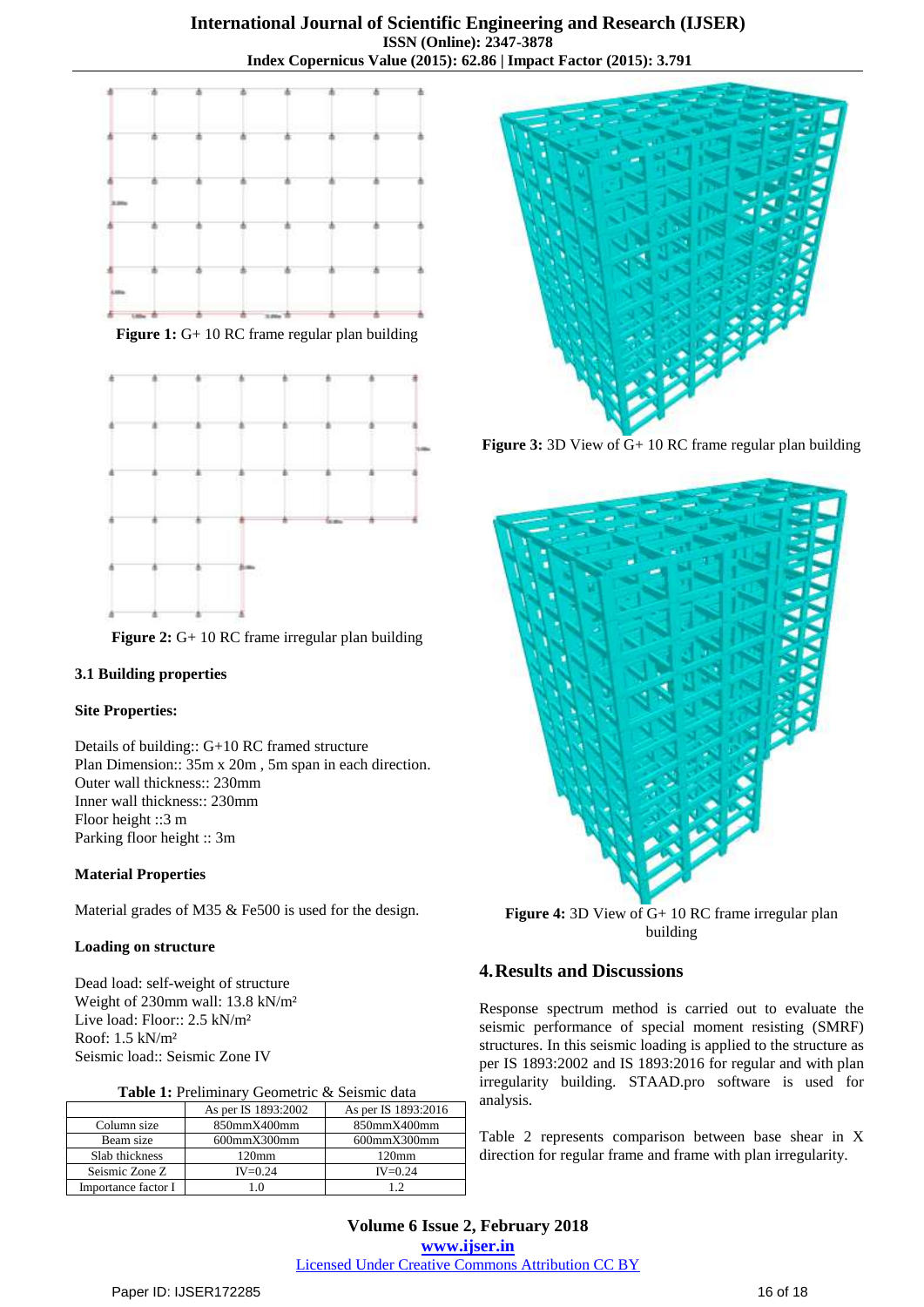Figure 1: G+ 10 RC frame regular plan building

Figure 2: G+ 10 RC frame irregular plan building

Figure 3: 3D View of G+ 10 RC frame regular plan building

Figure 4: 3D View of G+ 10 RC frame irregular plan building

### 3.1 Building properties

**Site Properties:**

Details of building:: G+10 RC framed structure
Plan Dimension:: 35m x 20m , 5m span in each direction.
Outer wall thickness:: 230mm
Inner wall thickness:: 230mm
Floor height ::3 m
Parking floor height :: 3m

**Material Properties**

Material grades of M35 & Fe500 is used for the design.

**Loading on structure**

Dead load: self-weight of structure
Weight of 230mm wall: 13.8 kN/m²
Live load: Floor:: 2.5 kN/m²
Roof: 1.5 kN/m²
Seismic load:: Seismic Zone IV

**Table 1:** Preliminary Geometric & Seismic data

| | As per IS 1893:2002 | As per IS 1893:2016 |
|---|---|---|
| Column size | 850mmX400mm | 850mmX400mm |
| Beam size | 600mmX300mm | 600mmX300mm |
| Slab thickness | 120mm | 120mm |
| Seismic Zone Z | IV=0.24 | IV=0.24 |
| Importance factor I | 1.0 | 1.2 |

## 4. Results and Discussions

Response spectrum method is carried out to evaluate the seismic performance of special moment resisting (SMRF) structures. In this seismic loading is applied to the structure as per IS 1893:2002 and IS 1893:2016 for regular and with plan irregularity building. STAAD.pro software is used for analysis.

Table 2 represents comparison between base shear in X direction for regular frame and frame with plan irregularity.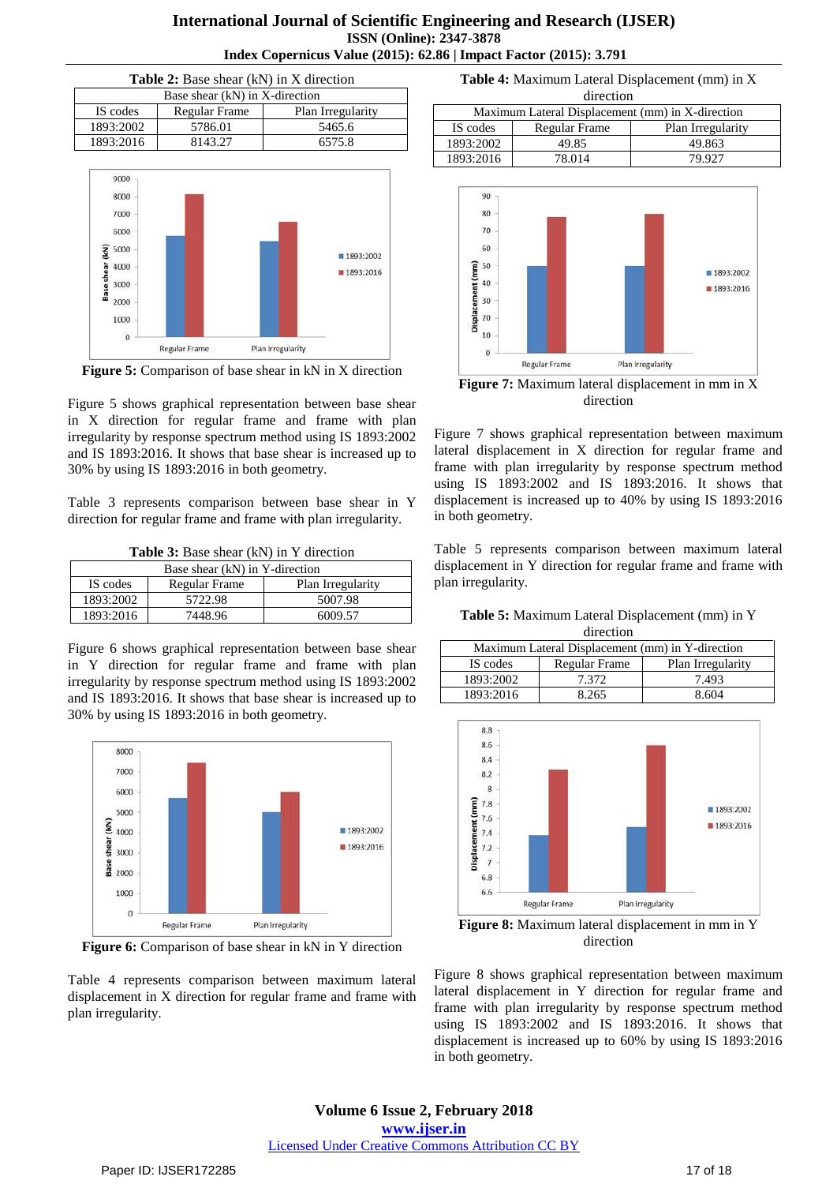**Table 2:** Base shear (kN) in X direction

| Base shear (kN) in X-direction | | |
|---|---|---|
| IS codes | Regular Frame | Plan Irregularity |
| 1893:2002 | 5786.01 | 5465.6 |
| 1893:2016 | 8143.27 | 6575.8 |

**Figure 5:** Comparison of base shear in kN in X direction

Figure 5 shows graphical representation between base shear in X direction for regular frame and frame with plan irregularity by response spectrum method using IS 1893:2002 and IS 1893:2016. It shows that base shear is increased up to 30% by using IS 1893:2016 in both geometry.

Table 3 represents comparison between base shear in Y direction for regular frame and frame with plan irregularity.

**Table 3:** Base shear (kN) in Y direction

| Base shear (kN) in Y-direction | | |
|---|---|---|
| IS codes | Regular Frame | Plan Irregularity |
| 1893:2002 | 5722.98 | 5007.98 |
| 1893:2016 | 7448.96 | 6009.57 |

Figure 6 shows graphical representation between base shear in Y direction for regular frame and frame with plan irregularity by response spectrum method using IS 1893:2002 and IS 1893:2016. It shows that base shear is increased up to 30% by using IS 1893:2016 in both geometry.

**Figure 6:** Comparison of base shear in kN in Y direction

Table 4 represents comparison between maximum lateral displacement in X direction for regular frame and frame with plan irregularity.

**Table 4:** Maximum Lateral Displacement (mm) in X direction

| Maximum Lateral Displacement (mm) in X-direction | | |
|---|---|---|
| IS codes | Regular Frame | Plan Irregularity |
| 1893:2002 | 49.85 | 49.863 |
| 1893:2016 | 78.014 | 79.927 |

**Figure 7:** Maximum lateral displacement in mm in X direction

Figure 7 shows graphical representation between maximum lateral displacement in X direction for regular frame and frame with plan irregularity by response spectrum method using IS 1893:2002 and IS 1893:2016. It shows that displacement is increased up to 40% by using IS 1893:2016 in both geometry.

Table 5 represents comparison between maximum lateral displacement in Y direction for regular frame and frame with plan irregularity.

**Table 5:** Maximum Lateral Displacement (mm) in Y direction

| Maximum Lateral Displacement (mm) in Y-direction | | |
|---|---|---|
| IS codes | Regular Frame | Plan Irregularity |
| 1893:2002 | 7.372 | 7.493 |
| 1893:2016 | 8.265 | 8.604 |

**Figure 8:** Maximum lateral displacement in mm in Y direction

Figure 8 shows graphical representation between maximum lateral displacement in Y direction for regular frame and frame with plan irregularity by response spectrum method using IS 1893:2002 and IS 1893:2016. It shows that displacement is increased up to 60% by using IS 1893:2016 in both geometry.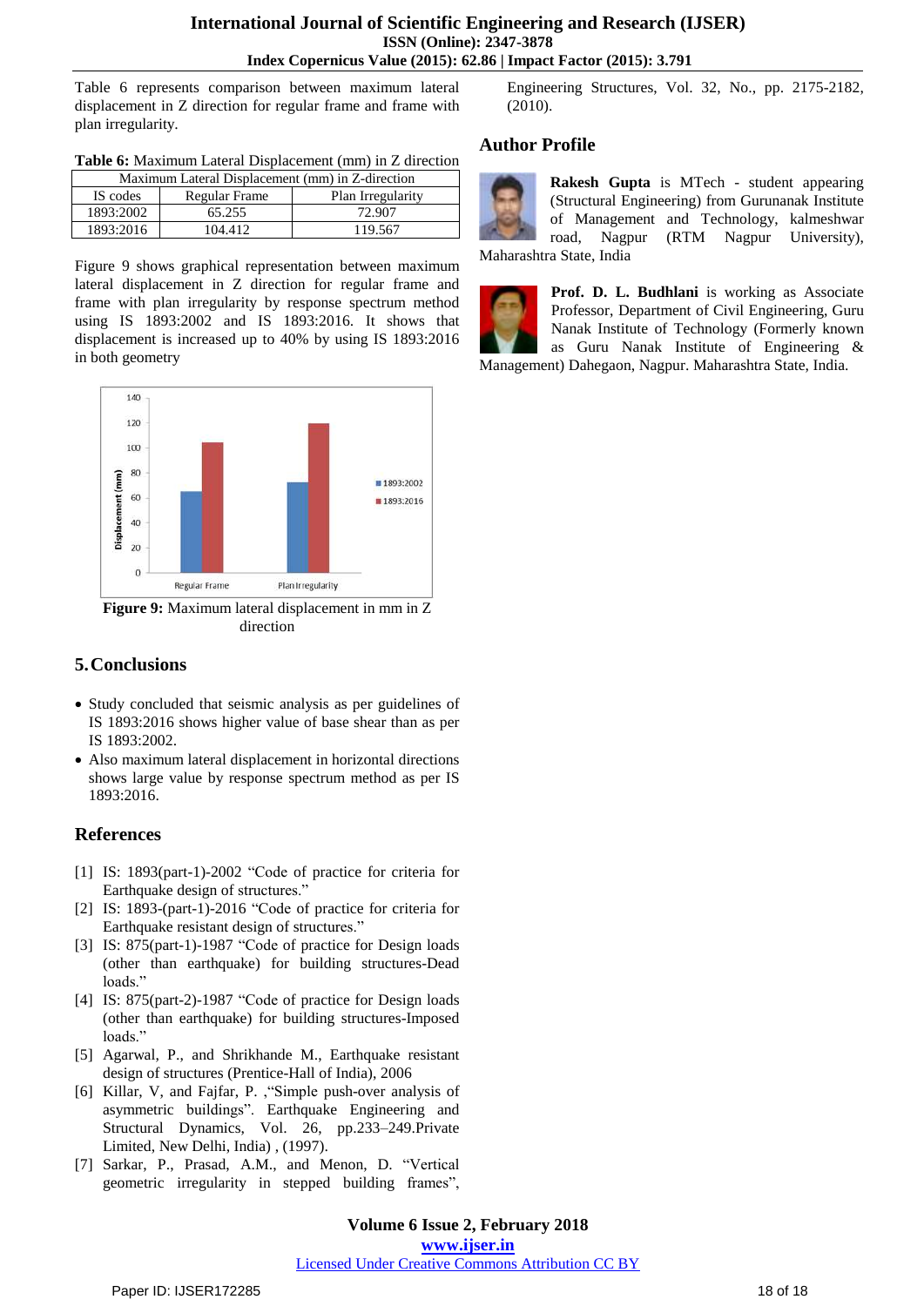Table 6 represents comparison between maximum lateral displacement in Z direction for regular frame and frame with plan irregularity.

**Table 6:** Maximum Lateral Displacement (mm) in Z direction

| Maximum Lateral Displacement (mm) in Z-direction | | |
|---|---|---|
| IS codes | Regular Frame | Plan Irregularity |
| 1893:2002 | 65.255 | 72.907 |
| 1893:2016 | 104.412 | 119.567 |

Figure 9 shows graphical representation between maximum lateral displacement in Z direction for regular frame and frame with plan irregularity by response spectrum method using IS 1893:2002 and IS 1893:2016. It shows that displacement is increased up to 40% by using IS 1893:2016 in both geometry

140
120
100
80
60
40
20
0
Displacement (mm)
Regular Frame
Plan Irregularity
1893:2002
1893:2016

**Figure 9:** Maximum lateral displacement in mm in Z direction

## 5. Conclusions

- Study concluded that seismic analysis as per guidelines of IS 1893:2016 shows higher value of base shear than as per IS 1893:2002.
- Also maximum lateral displacement in horizontal directions shows large value by response spectrum method as per IS 1893:2016.

## References

[1] IS: 1893(part-1)-2002 "Code of practice for criteria for Earthquake design of structures."

[2] IS: 1893-(part-1)-2016 "Code of practice for criteria for Earthquake resistant design of structures."

[3] IS: 875(part-1)-1987 "Code of practice for Design loads (other than earthquake) for building structures-Dead loads."

[4] IS: 875(part-2)-1987 "Code of practice for Design loads (other than earthquake) for building structures-Imposed loads."

[5] Agarwal, P., and Shrikhande M., Earthquake resistant design of structures (Prentice-Hall of India), 2006

[6] Killar, V, and Fajfar, P. ,"Simple push-over analysis of asymmetric buildings". Earthquake Engineering and Structural Dynamics, Vol. 26, pp.233–249.Private Limited, New Delhi, India) , (1997).

[7] Sarkar, P., Prasad, A.M., and Menon, D. "Vertical geometric irregularity in stepped building frames", Engineering Structures, Vol. 32, No., pp. 2175-2182, (2010).

## Author Profile

**Rakesh Gupta** is MTech - student appearing (Structural Engineering) from Gurunanak Institute of Management and Technology, kalmeshwar road, Nagpur (RTM Nagpur University), Maharashtra State, India

**Prof. D. L. Budhlani** is working as Associate Professor, Department of Civil Engineering, Guru Nanak Institute of Technology (Formerly known as Guru Nanak Institute of Engineering & Management) Dahegaon, Nagpur. Maharashtra State, India.